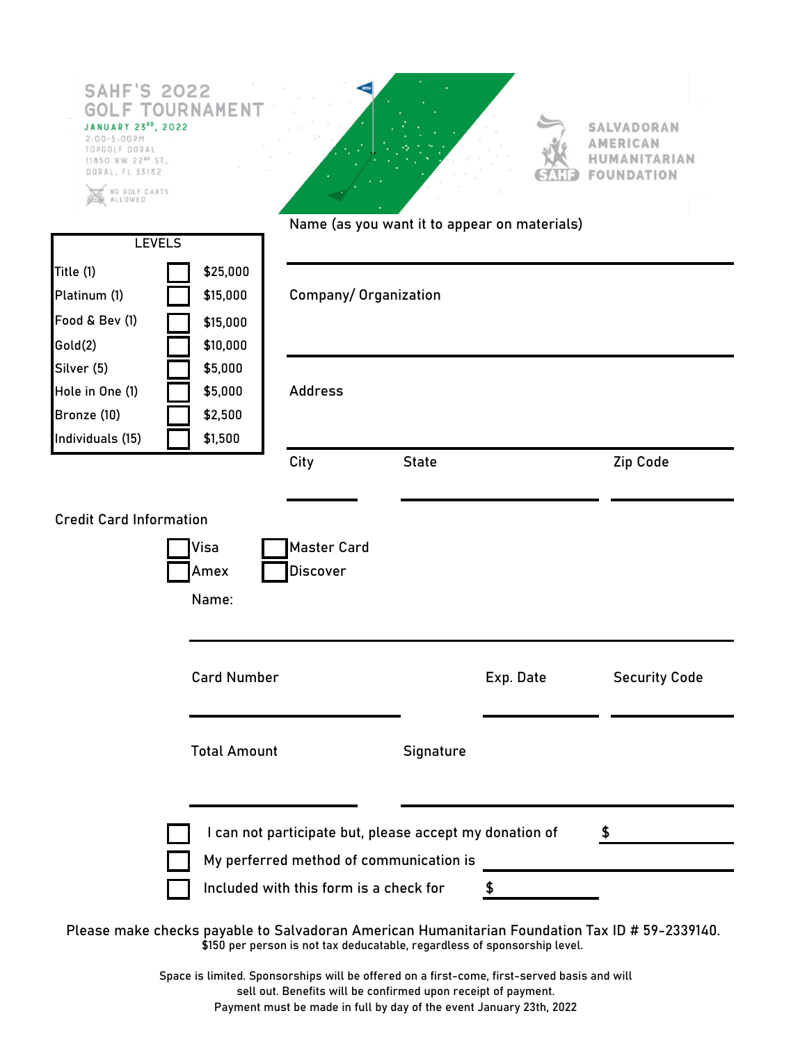# SAHF'S 2022 GOLF TOURNAMENT

**JANUARY 23RD, 2022**

2:00-5:00PM
TOPGOLF DORAL
11850 NW 22ND ST.,
DORAL, FL 33182

NO GOLF CARTS ALLOWED

SALVADORAN AMERICAN HUMANITARIAN FOUNDATION

| LEVELS | | |
|---|---|---|
| Title (1) | ☐ | $25,000 |
| Platinum (1) | ☐ | $15,000 |
| Food & Bev (1) | ☐ | $15,000 |
| Gold(2) | ☐ | $10,000 |
| Silver (5) | ☐ | $5,000 |
| Hole in One (1) | ☐ | $5,000 |
| Bronze (10) | ☐ | $2,500 |
| Individuals (15) | ☐ | $1,500 |

Name (as you want it to appear on materials) ______________________

Company/ Organization ______________________

Address ______________________

City ________ State ________ Zip Code ________

Credit Card Information

☐ Visa ☐ Master Card
☐ Amex ☐ Discover

Name: ______________________

Card Number ________ Exp. Date ________ Security Code ________

Total Amount ________ Signature ________

☐ I can not participate but, please accept my donation of $ ________

☐ My perferred method of communication is ________

☐ Included with this form is a check for $ ________

Please make checks payable to Salvadoran American Humanitarian Foundation Tax ID # 59-2339140.
$150 per person is not tax deducatable, regardless of sponsorship level.

Space is limited. Sponsorships will be offered on a first-come, first-served basis and will sell out. Benefits will be confirmed upon receipt of payment.
Payment must be made in full by day of the event January 23th, 2022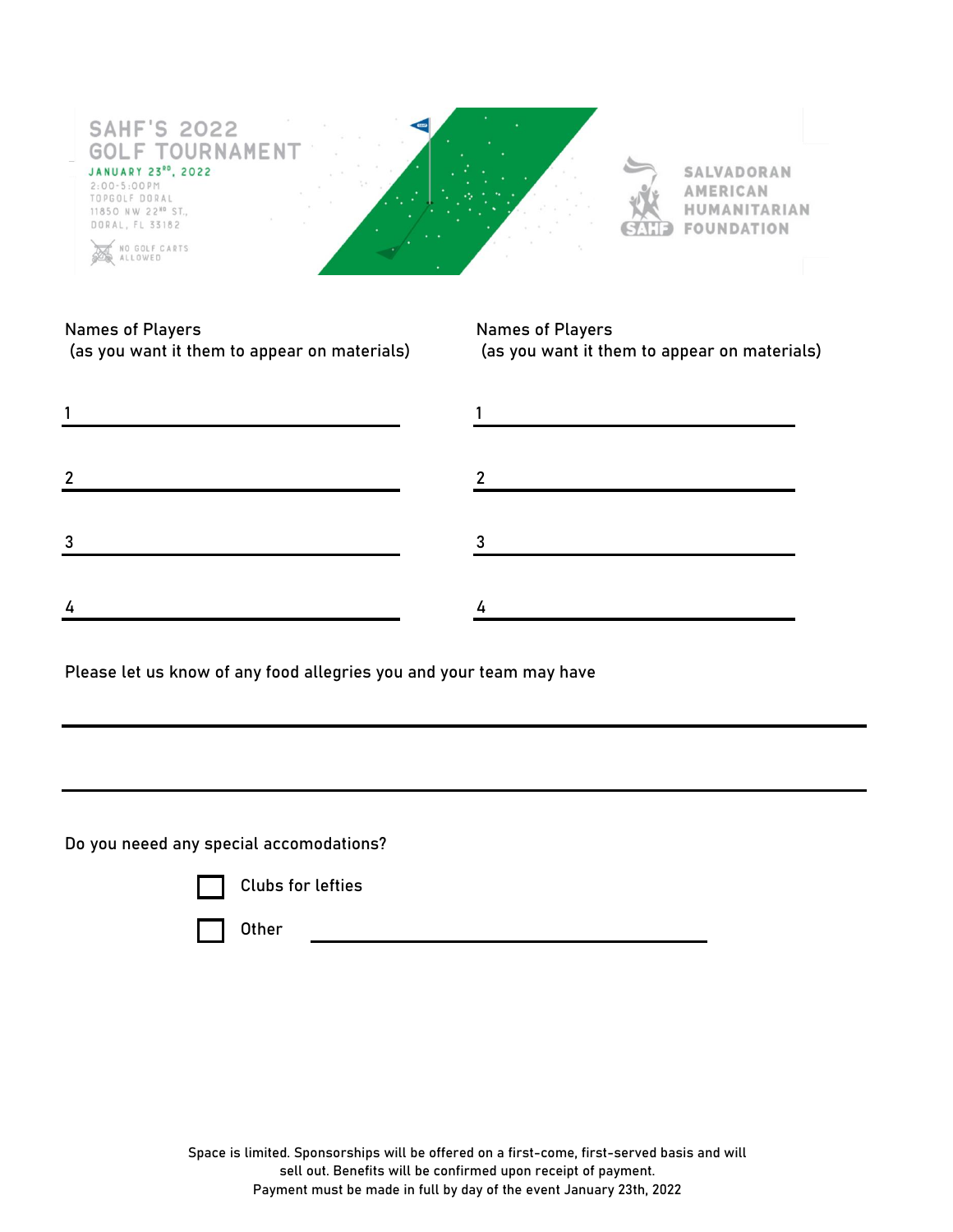SAHF'S 2022 GOLF TOURNAMENT

JANUARY 23RD, 2022

2:00-5:00PM

TOPGOLF DORAL

11850 NW 22ND ST.,

DORAL, FL 33182

NO GOLF CARTS ALLOWED

SALVADORAN AMERICAN HUMANITARIAN FOUNDATION

SAHF

Names of Players
(as you want it them to appear on materials)

1 \_\_\_\_\_\_\_\_\_\_\_\_\_\_\_\_\_\_\_\_

2 \_\_\_\_\_\_\_\_\_\_\_\_\_\_\_\_\_\_\_\_

3 \_\_\_\_\_\_\_\_\_\_\_\_\_\_\_\_\_\_\_\_

4 \_\_\_\_\_\_\_\_\_\_\_\_\_\_\_\_\_\_\_\_

Names of Players
(as you want it them to appear on materials)

1 \_\_\_\_\_\_\_\_\_\_\_\_\_\_\_\_\_\_\_\_

2 \_\_\_\_\_\_\_\_\_\_\_\_\_\_\_\_\_\_\_\_

3 \_\_\_\_\_\_\_\_\_\_\_\_\_\_\_\_\_\_\_\_

4 \_\_\_\_\_\_\_\_\_\_\_\_\_\_\_\_\_\_\_\_

Please let us know of any food allergies you and your team may have

\_\_\_\_\_\_\_\_\_\_\_\_\_\_\_\_\_\_\_\_\_\_\_\_\_\_\_\_\_\_\_\_\_\_\_\_\_\_\_\_

\_\_\_\_\_\_\_\_\_\_\_\_\_\_\_\_\_\_\_\_\_\_\_\_\_\_\_\_\_\_\_\_\_\_\_\_\_\_\_\_

Do you neeed any special accomodations?

- [ ] Clubs for lefties
- [ ] Other \_\_\_\_\_\_\_\_\_\_\_\_\_\_\_\_\_\_\_\_

Space is limited. Sponsorships will be offered on a first-come, first-served basis and will sell out. Benefits will be confirmed upon receipt of payment.
Payment must be made in full by day of the event January 23th, 2022